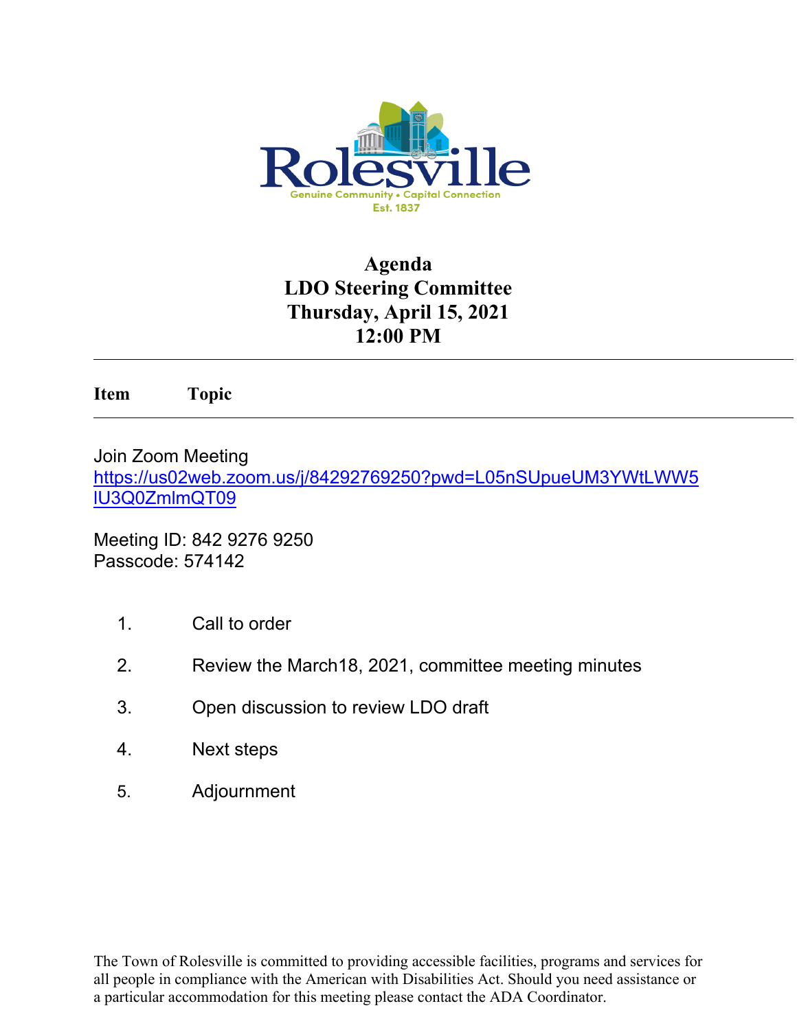Rolesville

Genuine Community • Capital Connection

Est. 1837

# Agenda
## LDO Steering Committee
## Thursday, April 15, 2021
## 12:00 PM

---

**Item** **Topic**

---

Join Zoom Meeting
https://us02web.zoom.us/j/84292769250?pwd=L05nSUpueUM3YWtLWW5lU3Q0ZmlmQT09

Meeting ID: 842 9276 9250
Passcode: 574142

1. Call to order
2. Review the March18, 2021, committee meeting minutes
3. Open discussion to review LDO draft
4. Next steps
5. Adjournment

The Town of Rolesville is committed to providing accessible facilities, programs and services for all people in compliance with the American with Disabilities Act. Should you need assistance or a particular accommodation for this meeting please contact the ADA Coordinator.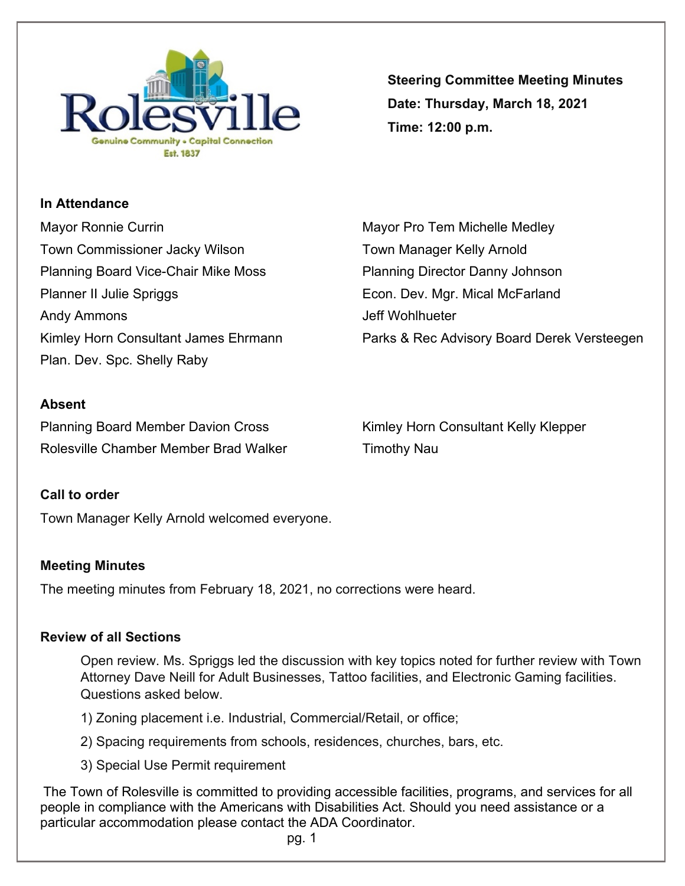# Steering Committee Meeting Minutes

**Date: Thursday, March 18, 2021**

**Time: 12:00 p.m.**

## In Attendance

Mayor Ronnie Currin
Mayor Pro Tem Michelle Medley
Town Commissioner Jacky Wilson
Town Manager Kelly Arnold
Planning Board Vice-Chair Mike Moss
Planning Director Danny Johnson
Planner II Julie Spriggs
Econ. Dev. Mgr. Mical McFarland
Andy Ammons
Jeff Wohlhueter
Kimley Horn Consultant James Ehrmann
Parks & Rec Advisory Board Derek Versteegen
Plan. Dev. Spc. Shelly Raby

## Absent

Planning Board Member Davion Cross
Kimley Horn Consultant Kelly Klepper
Rolesville Chamber Member Brad Walker
Timothy Nau

## Call to order

Town Manager Kelly Arnold welcomed everyone.

## Meeting Minutes

The meeting minutes from February 18, 2021, no corrections were heard.

## Review of all Sections

Open review. Ms. Spriggs led the discussion with key topics noted for further review with Town Attorney Dave Neill for Adult Businesses, Tattoo facilities, and Electronic Gaming facilities. Questions asked below.

1) Zoning placement i.e. Industrial, Commercial/Retail, or office;
2) Spacing requirements from schools, residences, churches, bars, etc.
3) Special Use Permit requirement

The Town of Rolesville is committed to providing accessible facilities, programs, and services for all people in compliance with the Americans with Disabilities Act. Should you need assistance or a particular accommodation please contact the ADA Coordinator.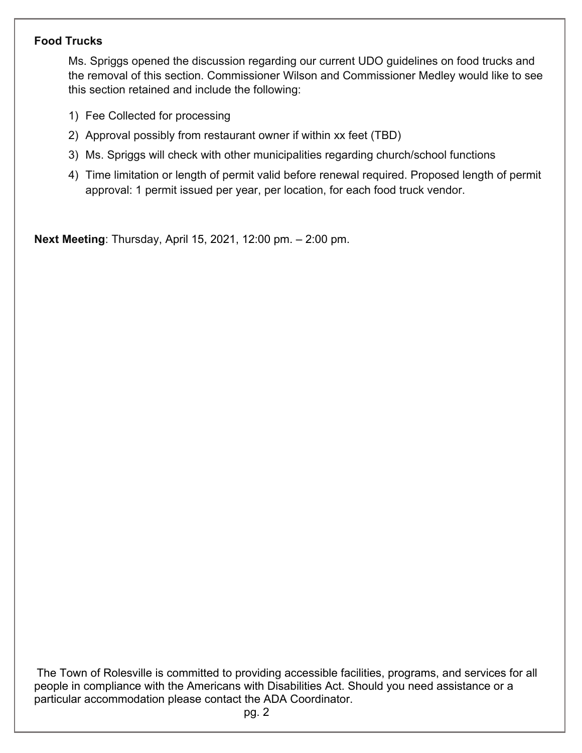**Food Trucks**

Ms. Spriggs opened the discussion regarding our current UDO guidelines on food trucks and the removal of this section. Commissioner Wilson and Commissioner Medley would like to see this section retained and include the following:

1) Fee Collected for processing
2) Approval possibly from restaurant owner if within xx feet (TBD)
3) Ms. Spriggs will check with other municipalities regarding church/school functions
4) Time limitation or length of permit valid before renewal required. Proposed length of permit approval: 1 permit issued per year, per location, for each food truck vendor.

**Next Meeting**: Thursday, April 15, 2021, 12:00 pm. – 2:00 pm.

The Town of Rolesville is committed to providing accessible facilities, programs, and services for all people in compliance with the Americans with Disabilities Act. Should you need assistance or a particular accommodation please contact the ADA Coordinator.